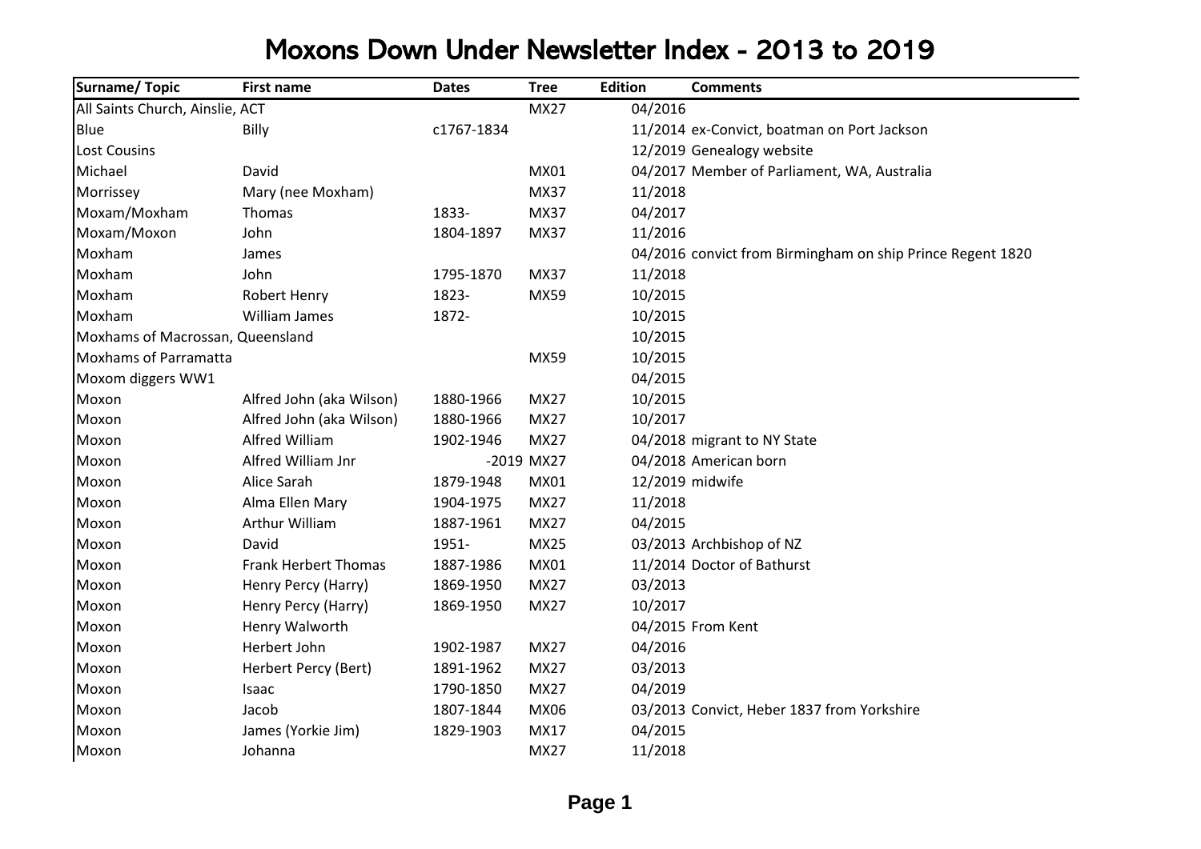# Moxons Down Under Newsletter Index - 2013 to 2019

| Surname/ Topic | First name | Dates | Tree | Edition | Comments |
|---|---|---|---|---|---|
| All Saints Church, Ainslie, ACT | | | MX27 | 04/2016 | |
| Blue | Billy | c1767-1834 | | 11/2014 | ex-Convict, boatman on Port Jackson |
| Lost Cousins | | | | 12/2019 | Genealogy website |
| Michael | David | | MX01 | 04/2017 | Member of Parliament, WA, Australia |
| Morrissey | Mary (nee Moxham) | | MX37 | 11/2018 | |
| Moxam/Moxham | Thomas | 1833- | MX37 | 04/2017 | |
| Moxam/Moxon | John | 1804-1897 | MX37 | 11/2016 | |
| Moxham | James | | | 04/2016 | convict from Birmingham on ship Prince Regent 1820 |
| Moxham | John | 1795-1870 | MX37 | 11/2018 | |
| Moxham | Robert Henry | 1823- | MX59 | 10/2015 | |
| Moxham | William James | 1872- | | 10/2015 | |
| Moxhams of Macrossan, Queensland | | | | 10/2015 | |
| Moxhams of Parramatta | | | MX59 | 10/2015 | |
| Moxom diggers WW1 | | | | 04/2015 | |
| Moxon | Alfred John (aka Wilson) | 1880-1966 | MX27 | 10/2015 | |
| Moxon | Alfred John (aka Wilson) | 1880-1966 | MX27 | 10/2017 | |
| Moxon | Alfred William | 1902-1946 | MX27 | 04/2018 | migrant to NY State |
| Moxon | Alfred William Jnr | -2019 | MX27 | 04/2018 | American born |
| Moxon | Alice Sarah | 1879-1948 | MX01 | 12/2019 | midwife |
| Moxon | Alma Ellen Mary | 1904-1975 | MX27 | 11/2018 | |
| Moxon | Arthur William | 1887-1961 | MX27 | 04/2015 | |
| Moxon | David | 1951- | MX25 | 03/2013 | Archbishop of NZ |
| Moxon | Frank Herbert Thomas | 1887-1986 | MX01 | 11/2014 | Doctor of Bathurst |
| Moxon | Henry Percy (Harry) | 1869-1950 | MX27 | 03/2013 | |
| Moxon | Henry Percy (Harry) | 1869-1950 | MX27 | 10/2017 | |
| Moxon | Henry Walworth | | | 04/2015 | From Kent |
| Moxon | Herbert John | 1902-1987 | MX27 | 04/2016 | |
| Moxon | Herbert Percy (Bert) | 1891-1962 | MX27 | 03/2013 | |
| Moxon | Isaac | 1790-1850 | MX27 | 04/2019 | |
| Moxon | Jacob | 1807-1844 | MX06 | 03/2013 | Convict, Heber 1837 from Yorkshire |
| Moxon | James (Yorkie Jim) | 1829-1903 | MX17 | 04/2015 | |
| Moxon | Johanna | | MX27 | 11/2018 | |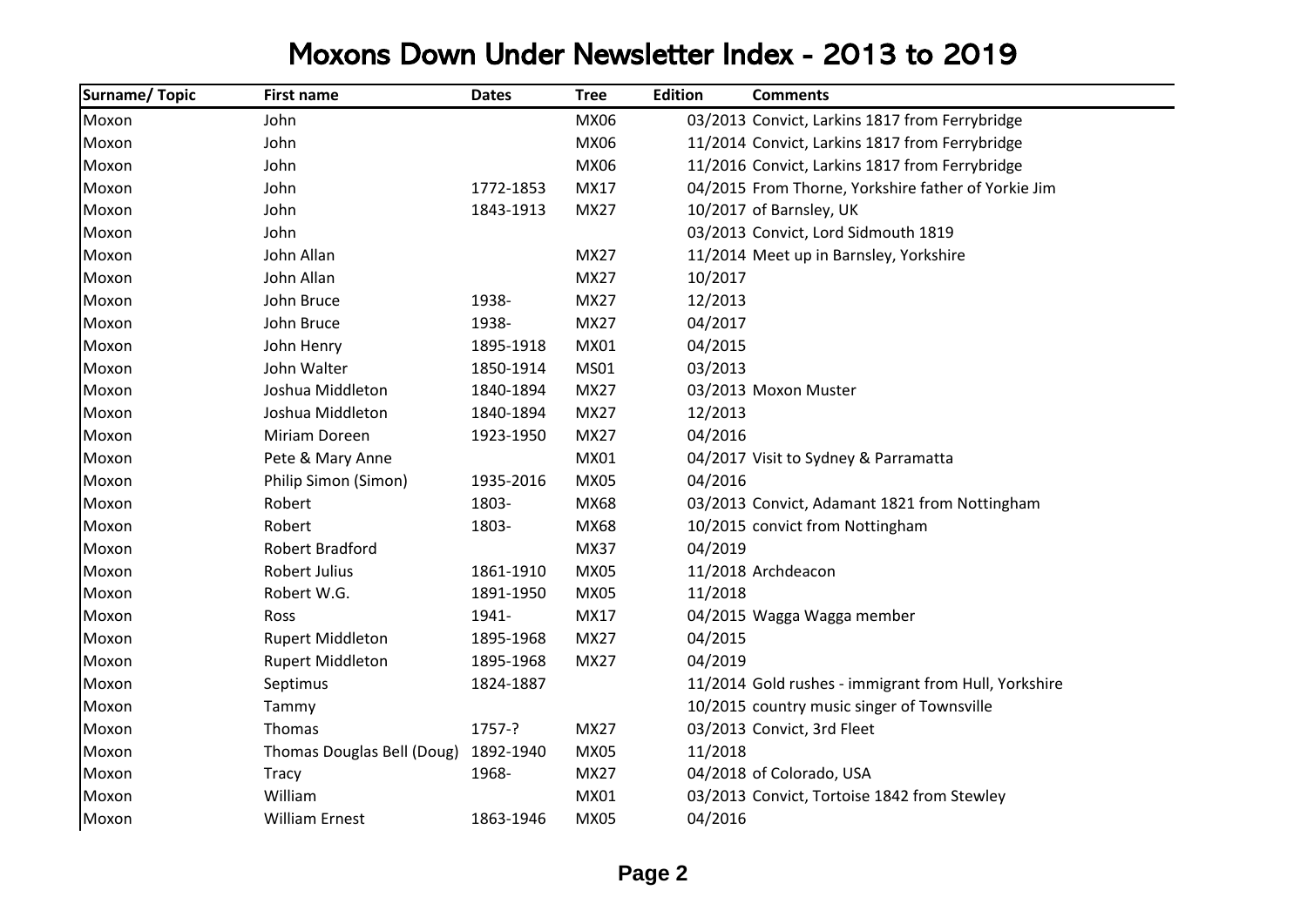# Moxons Down Under Newsletter Index - 2013 to 2019

| Surname/ Topic | First name | Dates | Tree | Edition | Comments |
|---|---|---|---|---|---|
| Moxon | John | | MX06 | 03/2013 | Convict, Larkins 1817 from Ferrybridge |
| Moxon | John | | MX06 | 11/2014 | Convict, Larkins 1817 from Ferrybridge |
| Moxon | John | | MX06 | 11/2016 | Convict, Larkins 1817 from Ferrybridge |
| Moxon | John | 1772-1853 | MX17 | 04/2015 | From Thorne, Yorkshire father of Yorkie Jim |
| Moxon | John | 1843-1913 | MX27 | 10/2017 | of Barnsley, UK |
| Moxon | John | | | 03/2013 | Convict, Lord Sidmouth 1819 |
| Moxon | John Allan | | MX27 | 11/2014 | Meet up in Barnsley, Yorkshire |
| Moxon | John Allan | | MX27 | 10/2017 | |
| Moxon | John Bruce | 1938- | MX27 | 12/2013 | |
| Moxon | John Bruce | 1938- | MX27 | 04/2017 | |
| Moxon | John Henry | 1895-1918 | MX01 | 04/2015 | |
| Moxon | John Walter | 1850-1914 | MS01 | 03/2013 | |
| Moxon | Joshua Middleton | 1840-1894 | MX27 | 03/2013 | Moxon Muster |
| Moxon | Joshua Middleton | 1840-1894 | MX27 | 12/2013 | |
| Moxon | Miriam Doreen | 1923-1950 | MX27 | 04/2016 | |
| Moxon | Pete & Mary Anne | | MX01 | 04/2017 | Visit to Sydney & Parramatta |
| Moxon | Philip Simon (Simon) | 1935-2016 | MX05 | 04/2016 | |
| Moxon | Robert | 1803- | MX68 | 03/2013 | Convict, Adamant 1821 from Nottingham |
| Moxon | Robert | 1803- | MX68 | 10/2015 | convict from Nottingham |
| Moxon | Robert Bradford | | MX37 | 04/2019 | |
| Moxon | Robert Julius | 1861-1910 | MX05 | 11/2018 | Archdeacon |
| Moxon | Robert W.G. | 1891-1950 | MX05 | 11/2018 | |
| Moxon | Ross | 1941- | MX17 | 04/2015 | Wagga Wagga member |
| Moxon | Rupert Middleton | 1895-1968 | MX27 | 04/2015 | |
| Moxon | Rupert Middleton | 1895-1968 | MX27 | 04/2019 | |
| Moxon | Septimus | 1824-1887 | | 11/2014 | Gold rushes - immigrant from Hull, Yorkshire |
| Moxon | Tammy | | | 10/2015 | country music singer of Townsville |
| Moxon | Thomas | 1757-? | MX27 | 03/2013 | Convict, 3rd Fleet |
| Moxon | Thomas Douglas Bell (Doug) | 1892-1940 | MX05 | 11/2018 | |
| Moxon | Tracy | 1968- | MX27 | 04/2018 | of Colorado, USA |
| Moxon | William | | MX01 | 03/2013 | Convict, Tortoise 1842 from Stewley |
| Moxon | William Ernest | 1863-1946 | MX05 | 04/2016 | |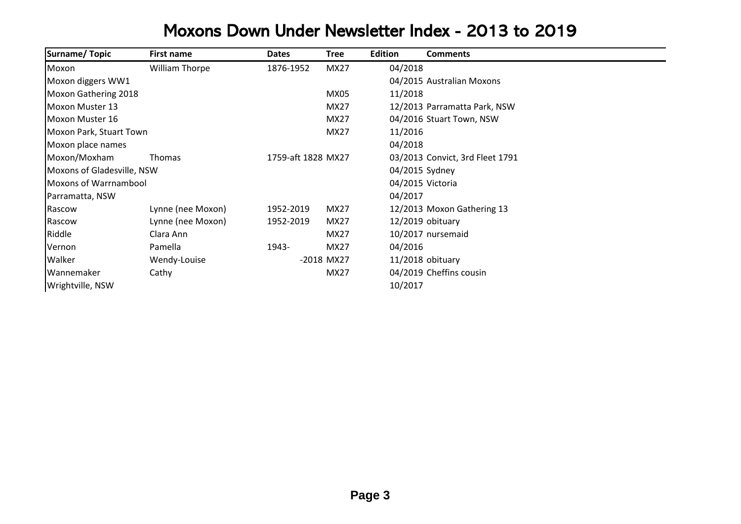# Moxons Down Under Newsletter Index - 2013 to 2019

| Surname/ Topic | First name | Dates | Tree | Edition | Comments |
|---|---|---|---|---|---|
| Moxon | William Thorpe | 1876-1952 | MX27 | 04/2018 | |
| Moxon diggers WW1 | | | | 04/2015 | Australian Moxons |
| Moxon Gathering 2018 | | | MX05 | 11/2018 | |
| Moxon Muster 13 | | | MX27 | 12/2013 | Parramatta Park, NSW |
| Moxon Muster 16 | | | MX27 | 04/2016 | Stuart Town, NSW |
| Moxon Park, Stuart Town | | | MX27 | 11/2016 | |
| Moxon place names | | | | 04/2018 | |
| Moxon/Moxham | Thomas | 1759-aft 1828 | MX27 | 03/2013 | Convict, 3rd Fleet 1791 |
| Moxons of Gladesville, NSW | | | | 04/2015 | Sydney |
| Moxons of Warrnambool | | | | 04/2015 | Victoria |
| Parramatta, NSW | | | | 04/2017 | |
| Rascow | Lynne (nee Moxon) | 1952-2019 | MX27 | 12/2013 | Moxon Gathering 13 |
| Rascow | Lynne (nee Moxon) | 1952-2019 | MX27 | 12/2019 | obituary |
| Riddle | Clara Ann | | MX27 | 10/2017 | nursemaid |
| Vernon | Pamella | 1943- | MX27 | 04/2016 | |
| Walker | Wendy-Louise | -2018 | MX27 | 11/2018 | obituary |
| Wannemaker | Cathy | | MX27 | 04/2019 | Cheffins cousin |
| Wrightville, NSW | | | | 10/2017 | |